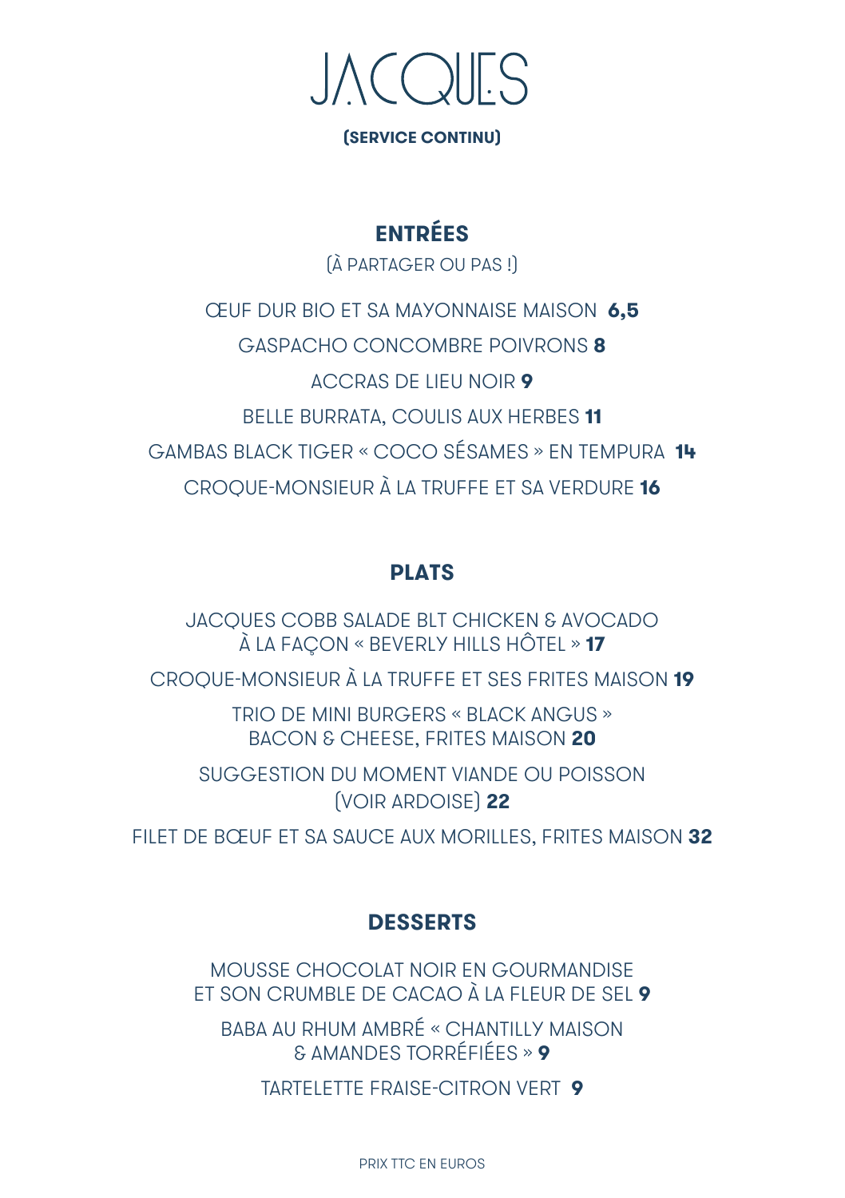# JACQUES

**(SERVICE CONTINU)**

## ENTRÉES

(À PARTAGER OU PAS !)

ŒUF DUR BIO ET SA MAYONNAISE MAISON **6,5**

GASPACHO CONCOMBRE POIVRONS **8**

ACCRAS DE LIEU NOIR **9**

BELLE BURRATA, COULIS AUX HERBES **11**

GAMBAS BLACK TIGER « COCO SÉSAMES » EN TEMPURA **14**

CROQUE-MONSIEUR À LA TRUFFE ET SA VERDURE **16**

## PLATS

JACQUES COBB SALADE BLT CHICKEN & AVOCADO
À LA FAÇON « BEVERLY HILLS HÔTEL » **17**

CROQUE-MONSIEUR À LA TRUFFE ET SES FRITES MAISON **19**

TRIO DE MINI BURGERS « BLACK ANGUS »
BACON & CHEESE, FRITES MAISON **20**

SUGGESTION DU MOMENT VIANDE OU POISSON
(VOIR ARDOISE) **22**

FILET DE BŒUF ET SA SAUCE AUX MORILLES, FRITES MAISON **32**

## DESSERTS

MOUSSE CHOCOLAT NOIR EN GOURMANDISE
ET SON CRUMBLE DE CACAO À LA FLEUR DE SEL **9**

BABA AU RHUM AMBRÉ « CHANTILLY MAISON
& AMANDES TORRÉFIÉES » **9**

TARTELETTE FRAISE-CITRON VERT **9**

PRIX TTC EN EUROS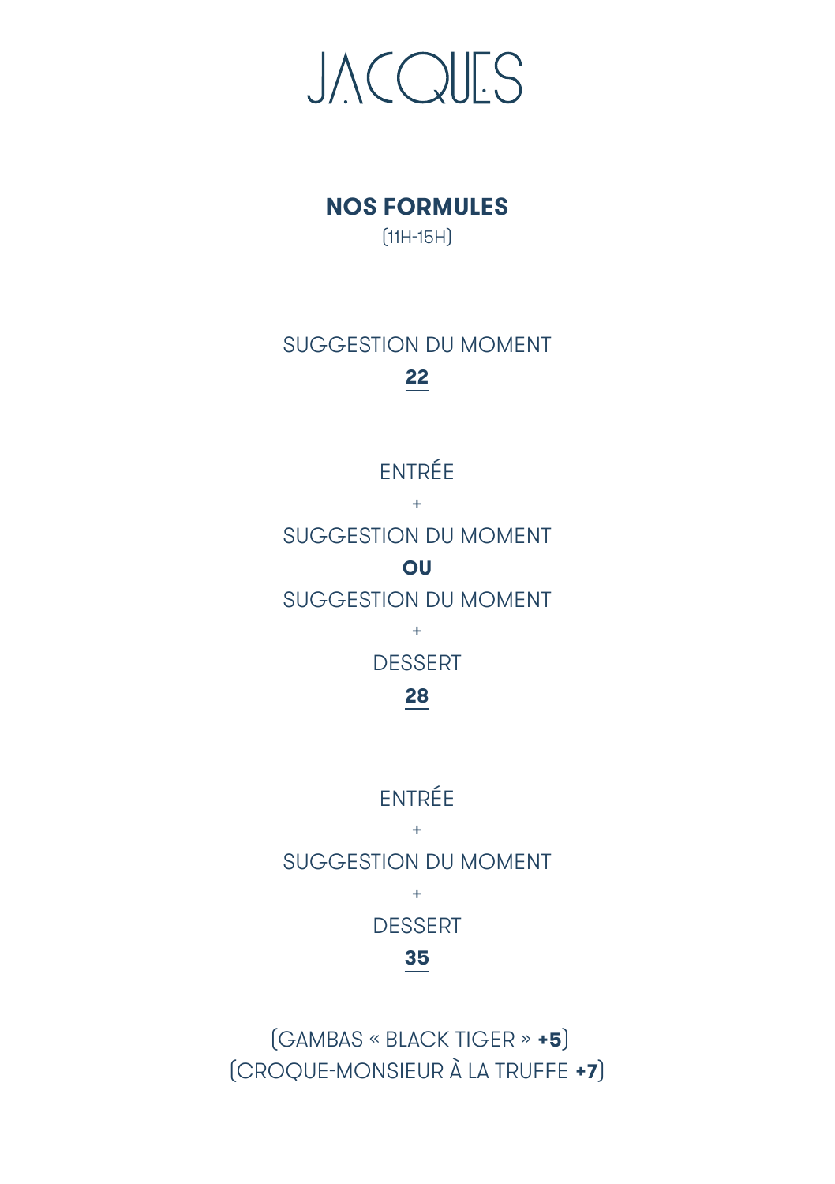# JACQUES

## NOS FORMULES

(11H-15H)

SUGGESTION DU MOMENT

**22**

ENTRÉE

\+

SUGGESTION DU MOMENT

**OU**

SUGGESTION DU MOMENT

\+

DESSERT

**28**

ENTRÉE

\+

SUGGESTION DU MOMENT

\+

DESSERT

**35**

(GAMBAS « BLACK TIGER » **+5**)

(CROQUE-MONSIEUR À LA TRUFFE **+7**)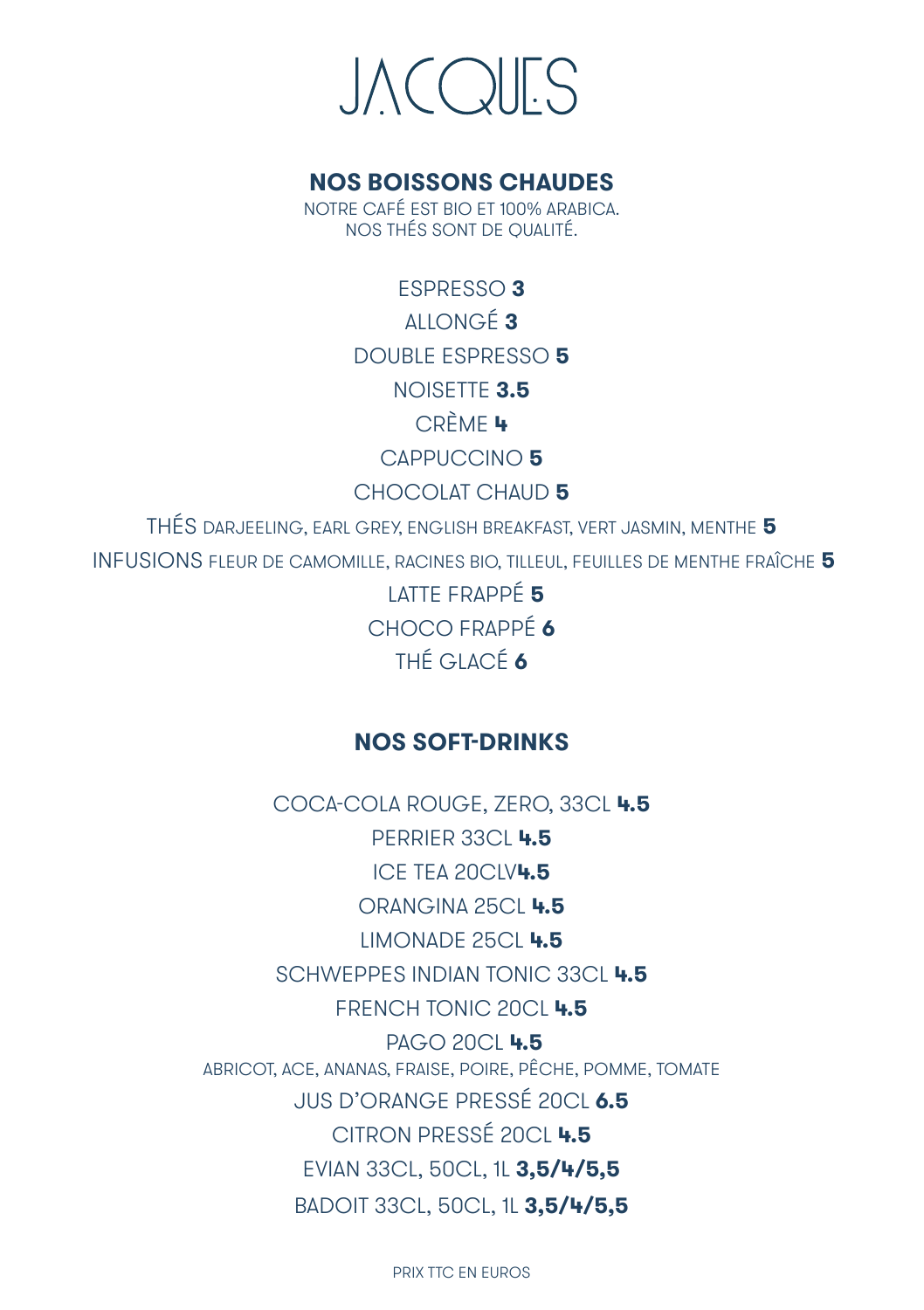# JACQUES

## NOS BOISSONS CHAUDES

NOTRE CAFÉ EST BIO ET 100% ARABICA.
NOS THÉS SONT DE QUALITÉ.

ESPRESSO **3**

ALLONGÉ **3**

DOUBLE ESPRESSO **5**

NOISETTE **3.5**

CRÈME **4**

CAPPUCCINO **5**

CHOCOLAT CHAUD **5**

THÉS DARJEELING, EARL GREY, ENGLISH BREAKFAST, VERT JASMIN, MENTHE **5**

INFUSIONS FLEUR DE CAMOMILLE, RACINES BIO, TILLEUL, FEUILLES DE MENTHE FRAÎCHE **5**

LATTE FRAPPÉ **5**

CHOCO FRAPPÉ **6**

THÉ GLACÉ **6**

## NOS SOFT-DRINKS

COCA-COLA ROUGE, ZERO, 33CL **4.5**

PERRIER 33CL **4.5**

ICE TEA 20CLV**4.5**

ORANGINA 25CL **4.5**

LIMONADE 25CL **4.5**

SCHWEPPES INDIAN TONIC 33CL **4.5**

FRENCH TONIC 20CL **4.5**

PAGO 20CL **4.5**
ABRICOT, ACE, ANANAS, FRAISE, POIRE, PÊCHE, POMME, TOMATE

JUS D'ORANGE PRESSÉ 20CL **6.5**

CITRON PRESSÉ 20CL **4.5**

EVIAN 33CL, 50CL, 1L **3,5/4/5,5**

BADOIT 33CL, 50CL, 1L **3,5/4/5,5**

PRIX TTC EN EUROS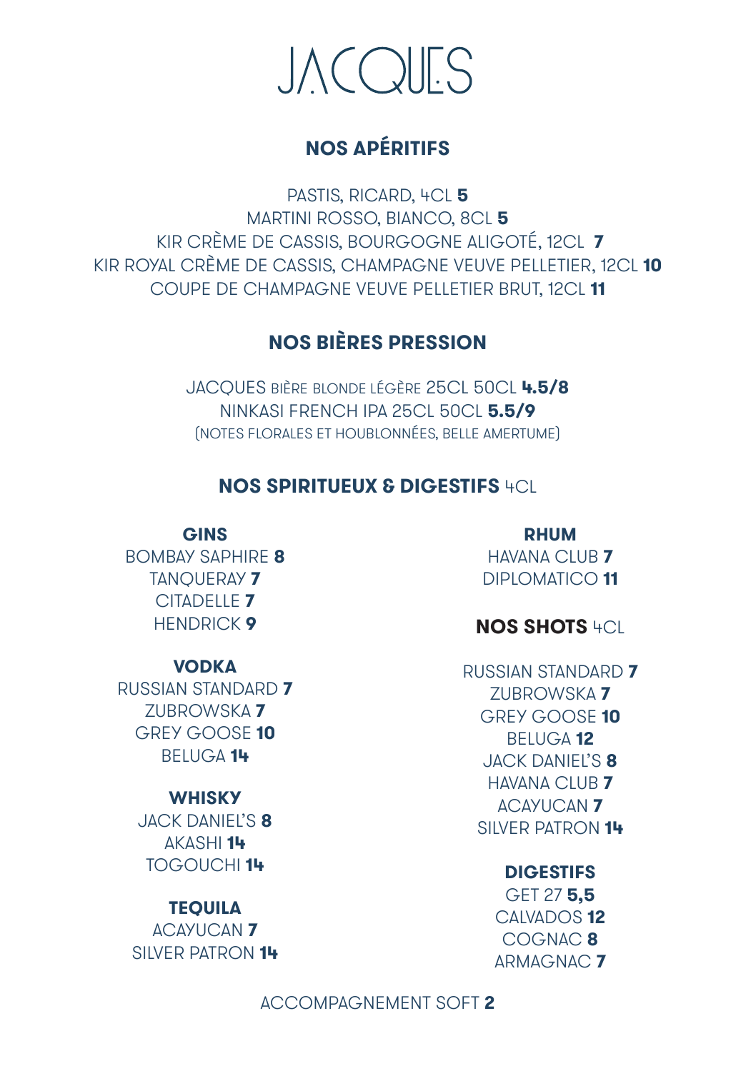# JACQUES

## NOS APÉRITIFS

PASTIS, RICARD, 4CL **5**
MARTINI ROSSO, BIANCO, 8CL **5**
KIR CRÈME DE CASSIS, BOURGOGNE ALIGOTÉ, 12CL **7**
KIR ROYAL CRÈME DE CASSIS, CHAMPAGNE VEUVE PELLETIER, 12CL **10**
COUPE DE CHAMPAGNE VEUVE PELLETIER BRUT, 12CL **11**

## NOS BIÈRES PRESSION

JACQUES BIÈRE BLONDE LÉGÈRE 25CL 50CL **4.5/8**
NINKASI FRENCH IPA 25CL 50CL **5.5/9**
(NOTES FLORALES ET HOUBLONNÉES, BELLE AMERTUME)

## NOS SPIRITUEUX & DIGESTIFS 4CL

### GINS

BOMBAY SAPHIRE **8**
TANQUERAY **7**
CITADELLE **7**
HENDRICK **9**

### VODKA

RUSSIAN STANDARD **7**
ZUBROWSKA **7**
GREY GOOSE **10**
BELUGA **14**

### WHISKY

JACK DANIEL'S **8**
AKASHI **14**
TOGOUCHI **14**

### TEQUILA

ACAYUCAN **7**
SILVER PATRON **14**

### RHUM

HAVANA CLUB **7**
DIPLOMATICO **11**

## NOS SHOTS 4CL

RUSSIAN STANDARD **7**
ZUBROWSKA **7**
GREY GOOSE **10**
BELUGA **12**
JACK DANIEL'S **8**
HAVANA CLUB **7**
ACAYUCAN **7**
SILVER PATRON **14**

### DIGESTIFS

GET 27 **5,5**
CALVADOS **12**
COGNAC **8**
ARMAGNAC **7**

ACCOMPAGNEMENT SOFT **2**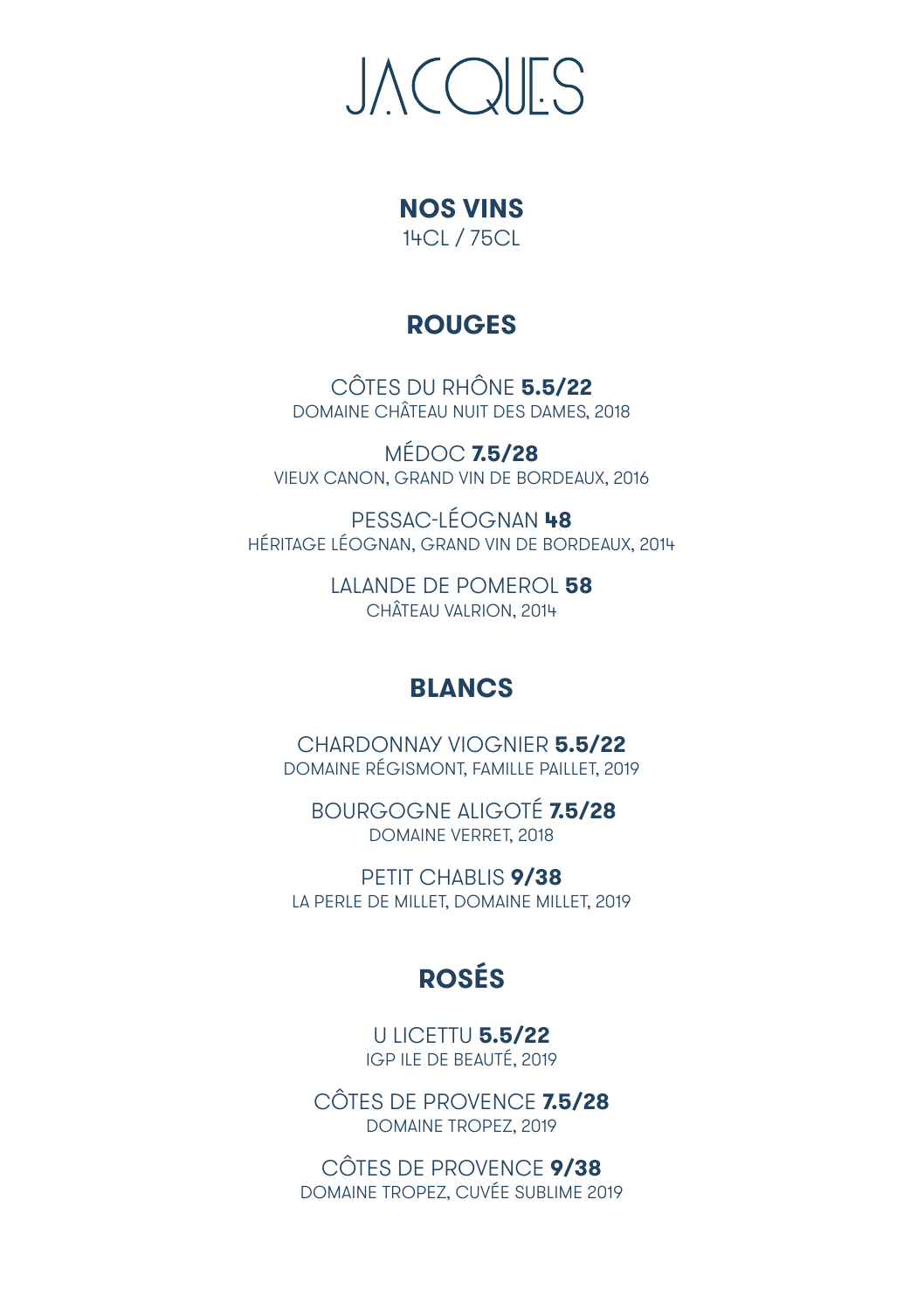# JACQUES

## NOS VINS
14CL / 75CL

## ROUGES

CÔTES DU RHÔNE **5.5/22**
DOMAINE CHÂTEAU NUIT DES DAMES, 2018

MÉDOC **7.5/28**
VIEUX CANON, GRAND VIN DE BORDEAUX, 2016

PESSAC-LÉOGNAN **48**
HÉRITAGE LÉOGNAN, GRAND VIN DE BORDEAUX, 2014

LALANDE DE POMEROL **58**
CHÂTEAU VALRION, 2014

## BLANCS

CHARDONNAY VIOGNIER **5.5/22**
DOMAINE RÉGISMONT, FAMILLE PAILLET, 2019

BOURGOGNE ALIGOTÉ **7.5/28**
DOMAINE VERRET, 2018

PETIT CHABLIS **9/38**
LA PERLE DE MILLET, DOMAINE MILLET, 2019

## ROSÉS

U LICETTU **5.5/22**
IGP ILE DE BEAUTÉ, 2019

CÔTES DE PROVENCE **7.5/28**
DOMAINE TROPEZ, 2019

CÔTES DE PROVENCE **9/38**
DOMAINE TROPEZ, CUVÉE SUBLIME 2019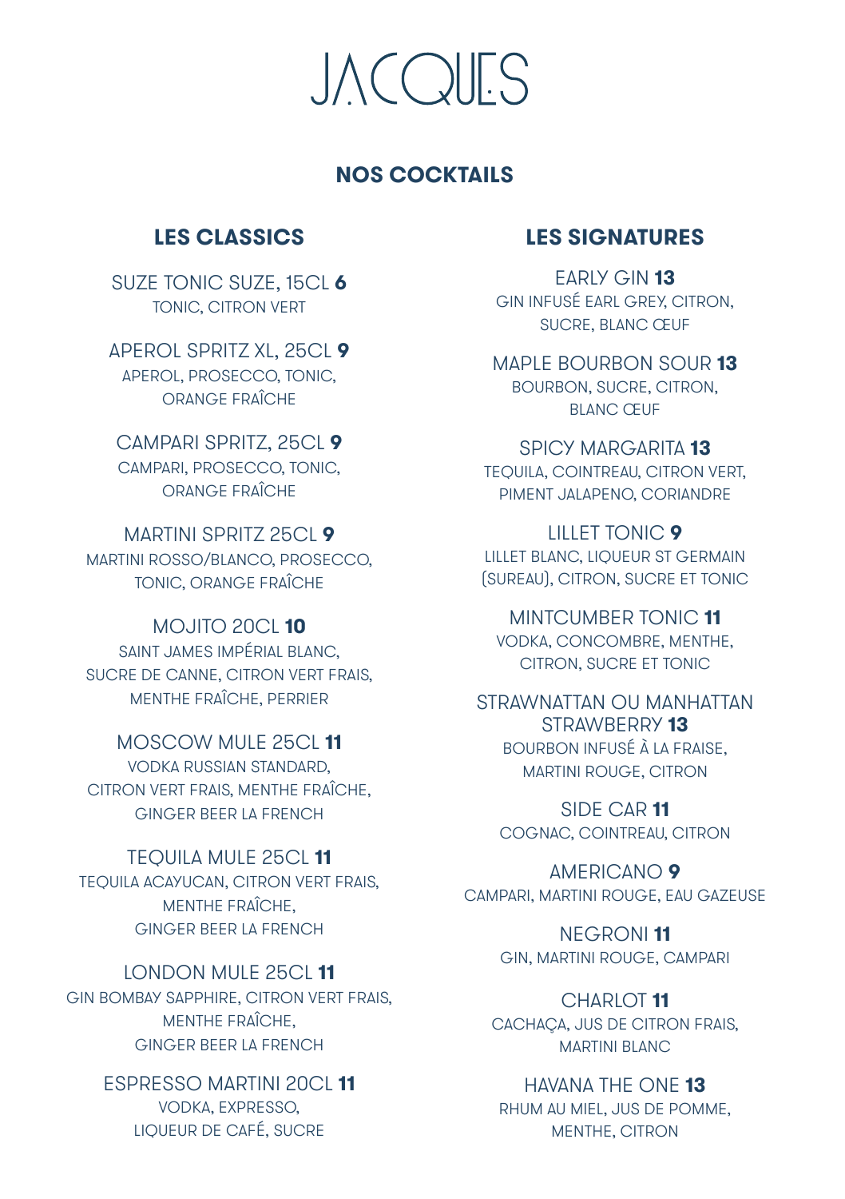# JACQUES

## NOS COCKTAILS

### LES CLASSICS

SUZE TONIC SUZE, 15CL **6**
TONIC, CITRON VERT

APEROL SPRITZ XL, 25CL **9**
APEROL, PROSECCO, TONIC, ORANGE FRAÎCHE

CAMPARI SPRITZ, 25CL **9**
CAMPARI, PROSECCO, TONIC, ORANGE FRAÎCHE

MARTINI SPRITZ 25CL **9**
MARTINI ROSSO/BLANCO, PROSECCO, TONIC, ORANGE FRAÎCHE

MOJITO 20CL **10**
SAINT JAMES IMPÉRIAL BLANC, SUCRE DE CANNE, CITRON VERT FRAIS, MENTHE FRAÎCHE, PERRIER

MOSCOW MULE 25CL **11**
VODKA RUSSIAN STANDARD, CITRON VERT FRAIS, MENTHE FRAÎCHE, GINGER BEER LA FRENCH

TEQUILA MULE 25CL **11**
TEQUILA ACAYUCAN, CITRON VERT FRAIS, MENTHE FRAÎCHE, GINGER BEER LA FRENCH

LONDON MULE 25CL **11**
GIN BOMBAY SAPPHIRE, CITRON VERT FRAIS, MENTHE FRAÎCHE, GINGER BEER LA FRENCH

ESPRESSO MARTINI 20CL **11**
VODKA, EXPRESSO, LIQUEUR DE CAFÉ, SUCRE

### LES SIGNATURES

EARLY GIN **13**
GIN INFUSÉ EARL GREY, CITRON, SUCRE, BLANC ŒUF

MAPLE BOURBON SOUR **13**
BOURBON, SUCRE, CITRON, BLANC ŒUF

SPICY MARGARITA **13**
TEQUILA, COINTREAU, CITRON VERT, PIMENT JALAPENO, CORIANDRE

LILLET TONIC **9**
LILLET BLANC, LIQUEUR ST GERMAIN (SUREAU), CITRON, SUCRE ET TONIC

MINTCUMBER TONIC **11**
VODKA, CONCOMBRE, MENTHE, CITRON, SUCRE ET TONIC

STRAWNATTAN OU MANHATTAN STRAWBERRY **13**
BOURBON INFUSÉ À LA FRAISE, MARTINI ROUGE, CITRON

SIDE CAR **11**
COGNAC, COINTREAU, CITRON

AMERICANO **9**
CAMPARI, MARTINI ROUGE, EAU GAZEUSE

NEGRONI **11**
GIN, MARTINI ROUGE, CAMPARI

CHARLOT **11**
CACHAÇA, JUS DE CITRON FRAIS, MARTINI BLANC

HAVANA THE ONE **13**
RHUM AU MIEL, JUS DE POMME, MENTHE, CITRON